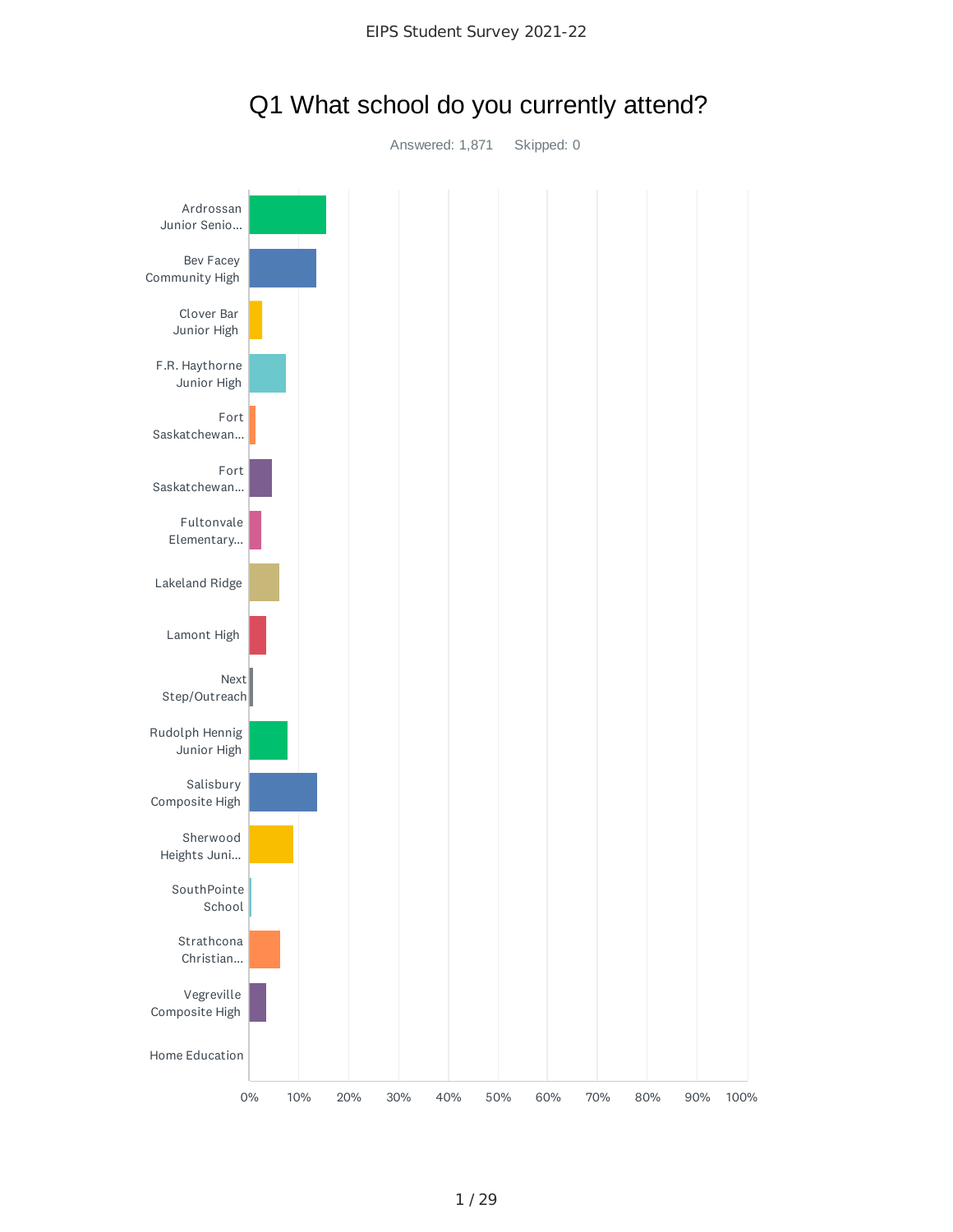# Q1 What school do you currently attend?

Answered: 1,871    Skipped: 0

- Ardrossan Junior Senio...
- Bev Facey Community High
- Clover Bar Junior High
- F.R. Haythorne Junior High
- Fort Saskatchewan...
- Fort Saskatchewan...
- Fultonvale Elementary...
- Lakeland Ridge
- Lamont High
- Next Step/Outreach
- Rudolph Hennig Junior High
- Salisbury Composite High
- Sherwood Heights Juni...
- SouthPointe School
- Strathcona Christian...
- Vegreville Composite High
- Home Education

0% 10% 20% 30% 40% 50% 60% 70% 80% 90% 100%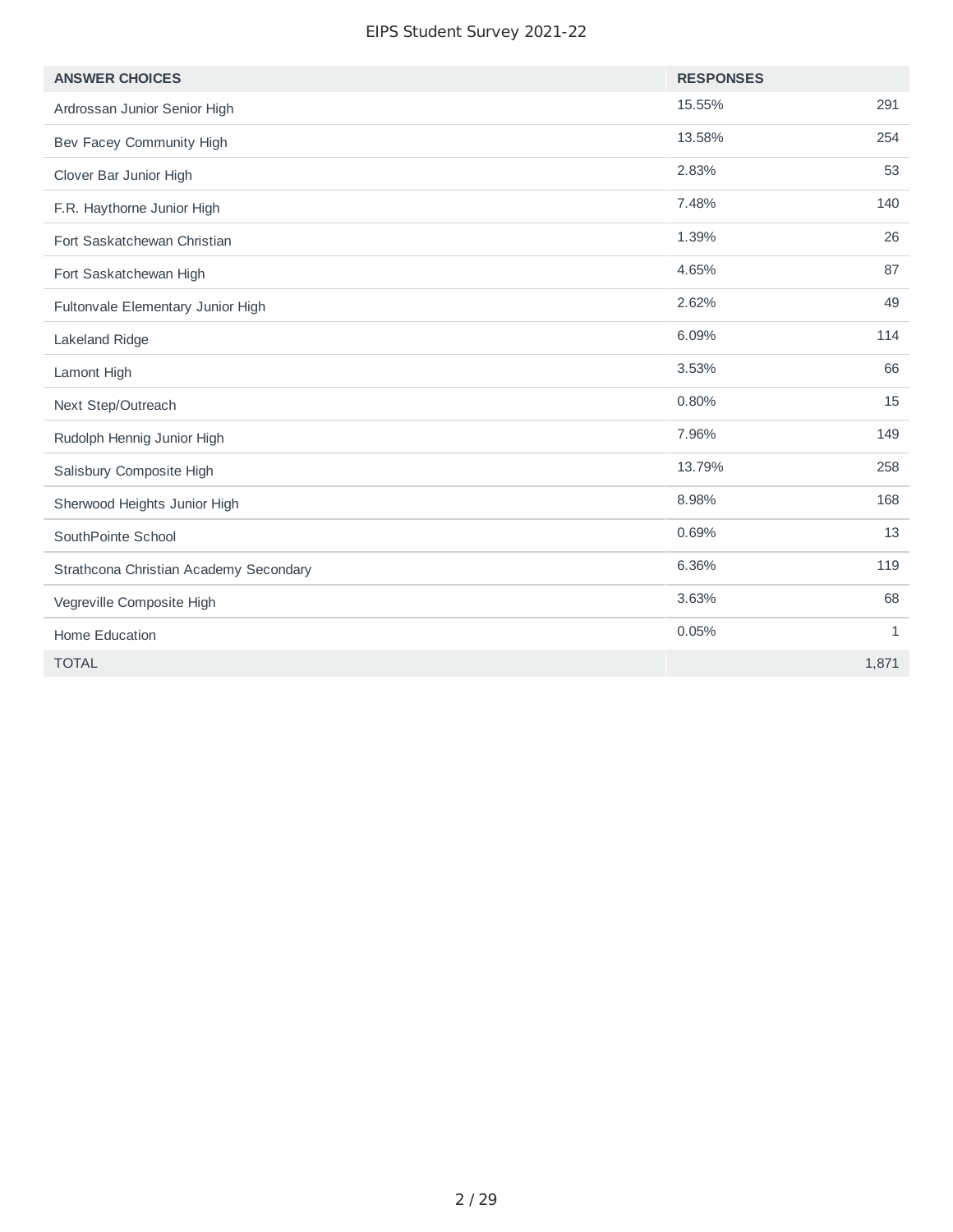| ANSWER CHOICES | RESPONSES | |
|---|---|---|
| Ardrossan Junior Senior High | 15.55% | 291 |
| Bev Facey Community High | 13.58% | 254 |
| Clover Bar Junior High | 2.83% | 53 |
| F.R. Haythorne Junior High | 7.48% | 140 |
| Fort Saskatchewan Christian | 1.39% | 26 |
| Fort Saskatchewan High | 4.65% | 87 |
| Fultonvale Elementary Junior High | 2.62% | 49 |
| Lakeland Ridge | 6.09% | 114 |
| Lamont High | 3.53% | 66 |
| Next Step/Outreach | 0.80% | 15 |
| Rudolph Hennig Junior High | 7.96% | 149 |
| Salisbury Composite High | 13.79% | 258 |
| Sherwood Heights Junior High | 8.98% | 168 |
| SouthPointe School | 0.69% | 13 |
| Strathcona Christian Academy Secondary | 6.36% | 119 |
| Vegreville Composite High | 3.63% | 68 |
| Home Education | 0.05% | 1 |
| TOTAL | | 1,871 |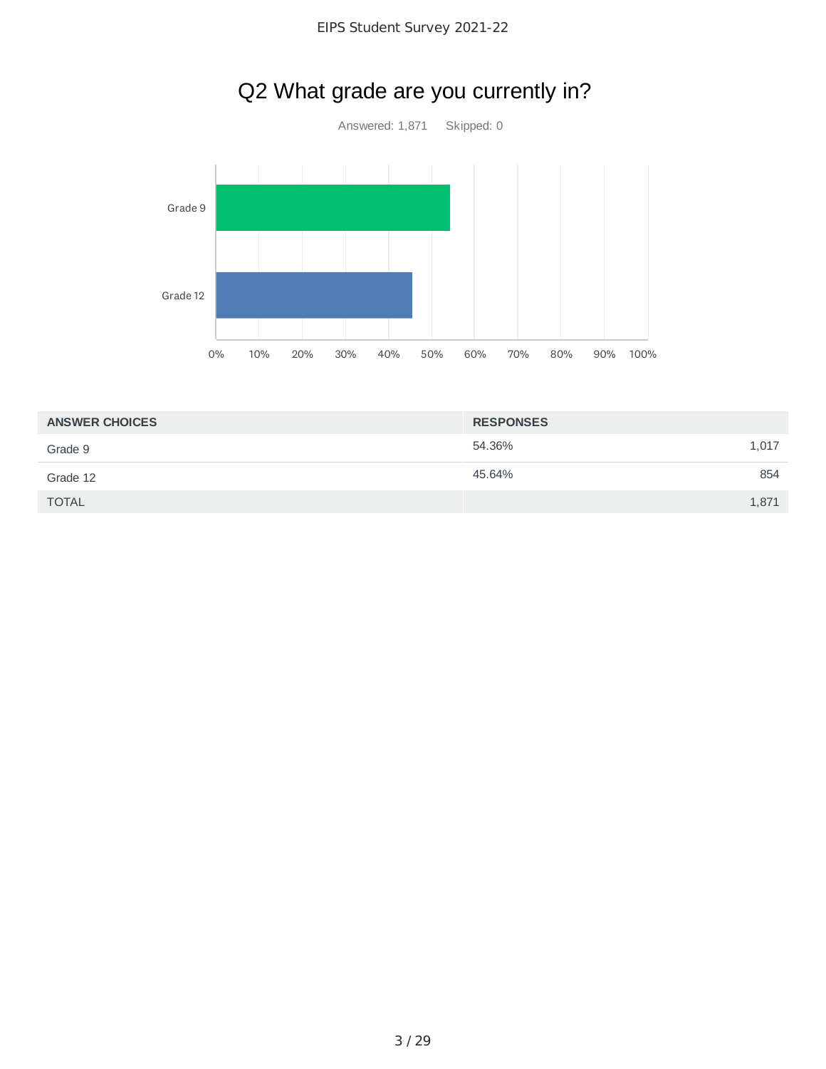## Q2 What grade are you currently in?

Answered: 1,871 Skipped: 0

| ANSWER CHOICES | RESPONSES | |
|---|---|---|
| Grade 9 | 54.36% | 1,017 |
| Grade 12 | 45.64% | 854 |
| TOTAL | | 1,871 |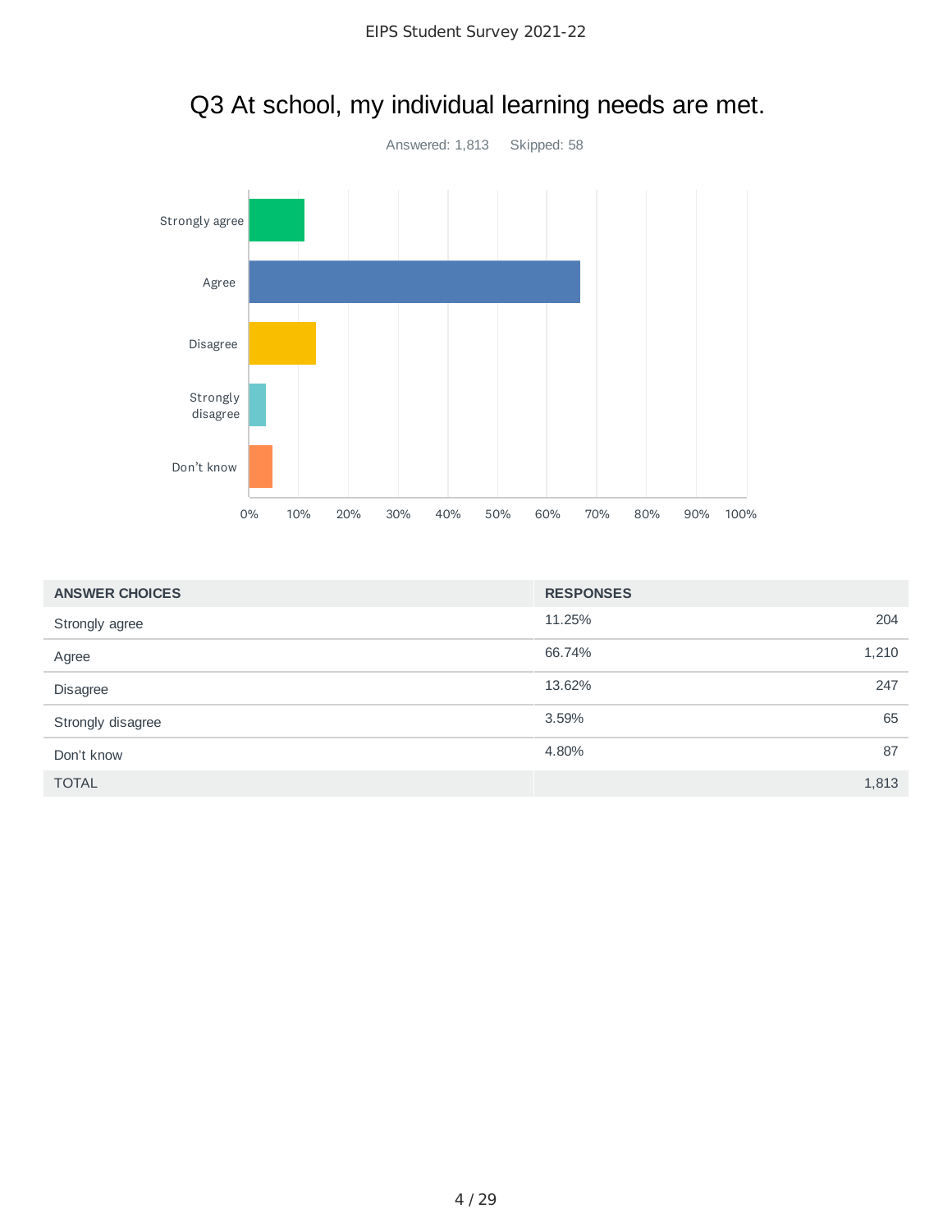# Q3 At school, my individual learning needs are met.

Answered: 1,813 Skipped: 58

| ANSWER CHOICES | RESPONSES | |
|---|---|---|
| Strongly agree | 11.25% | 204 |
| Agree | 66.74% | 1,210 |
| Disagree | 13.62% | 247 |
| Strongly disagree | 3.59% | 65 |
| Don't know | 4.80% | 87 |
| TOTAL | | 1,813 |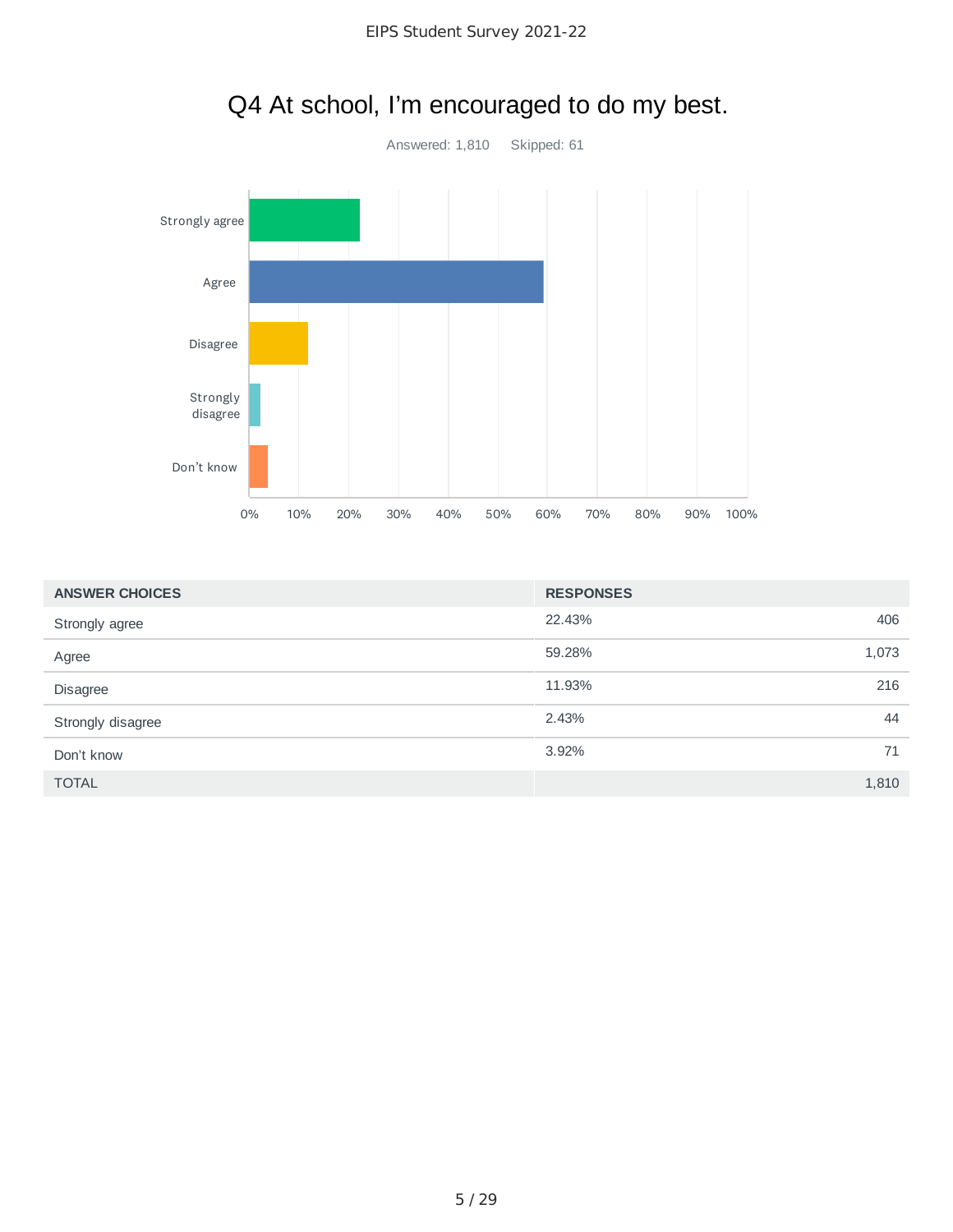# Q4 At school, I'm encouraged to do my best.

Answered: 1,810 Skipped: 61

| ANSWER CHOICES | RESPONSES | |
|---|---|---|
| Strongly agree | 22.43% | 406 |
| Agree | 59.28% | 1,073 |
| Disagree | 11.93% | 216 |
| Strongly disagree | 2.43% | 44 |
| Don't know | 3.92% | 71 |
| TOTAL | | 1,810 |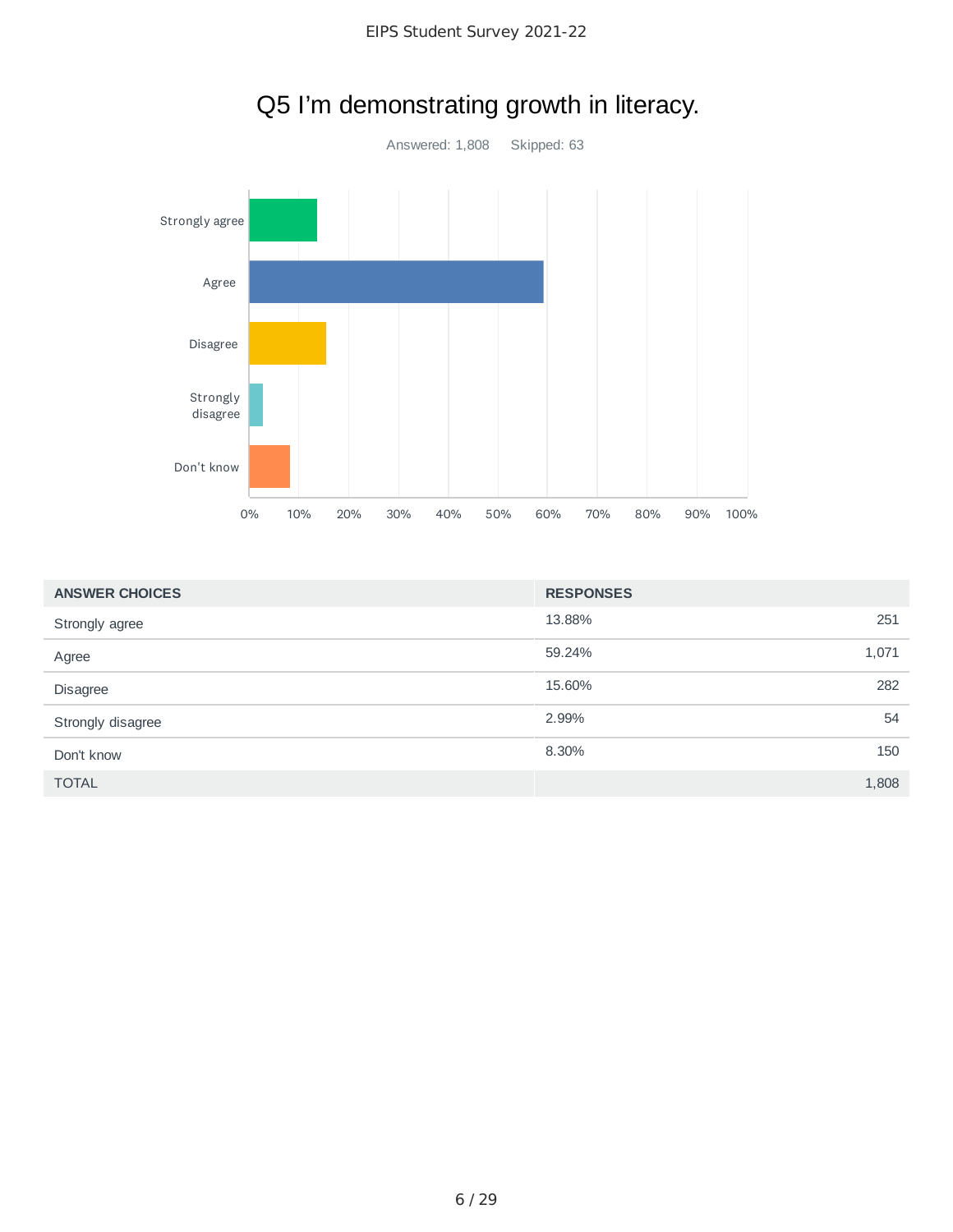# Q5 I'm demonstrating growth in literacy.

Answered: 1,808    Skipped: 63

| ANSWER CHOICES | RESPONSES | |
|---|---|---|
| Strongly agree | 13.88% | 251 |
| Agree | 59.24% | 1,071 |
| Disagree | 15.60% | 282 |
| Strongly disagree | 2.99% | 54 |
| Don't know | 8.30% | 150 |
| TOTAL | | 1,808 |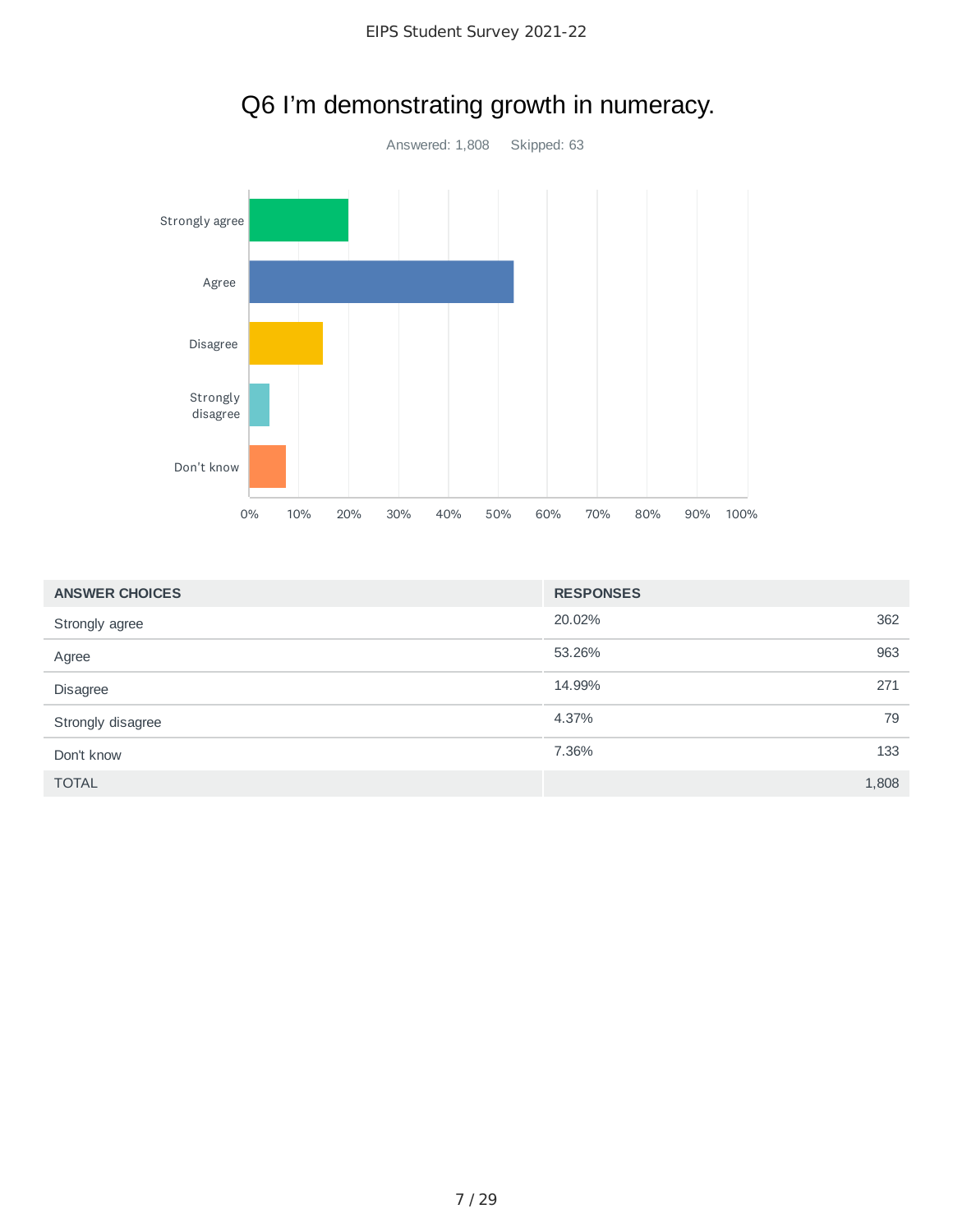# Q6 I'm demonstrating growth in numeracy.

Answered: 1,808 Skipped: 63

| ANSWER CHOICES | RESPONSES | |
|---|---|---|
| Strongly agree | 20.02% | 362 |
| Agree | 53.26% | 963 |
| Disagree | 14.99% | 271 |
| Strongly disagree | 4.37% | 79 |
| Don't know | 7.36% | 133 |
| TOTAL | | 1,808 |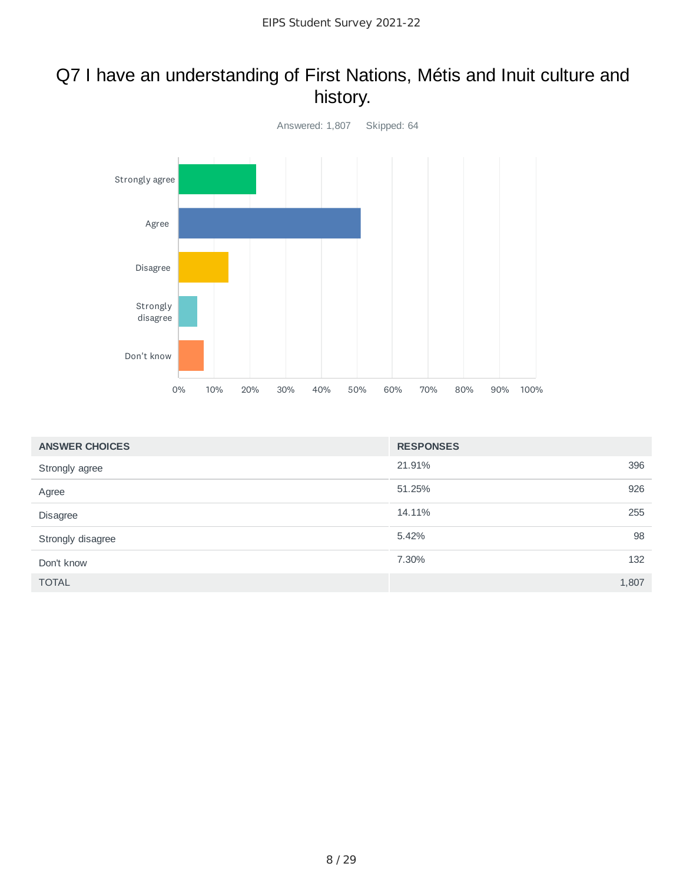# Q7 I have an understanding of First Nations, Métis and Inuit culture and history.

Answered: 1,807 Skipped: 64

| ANSWER CHOICES | RESPONSES | |
|---|---|---|
| Strongly agree | 21.91% | 396 |
| Agree | 51.25% | 926 |
| Disagree | 14.11% | 255 |
| Strongly disagree | 5.42% | 98 |
| Don't know | 7.30% | 132 |
| TOTAL | | 1,807 |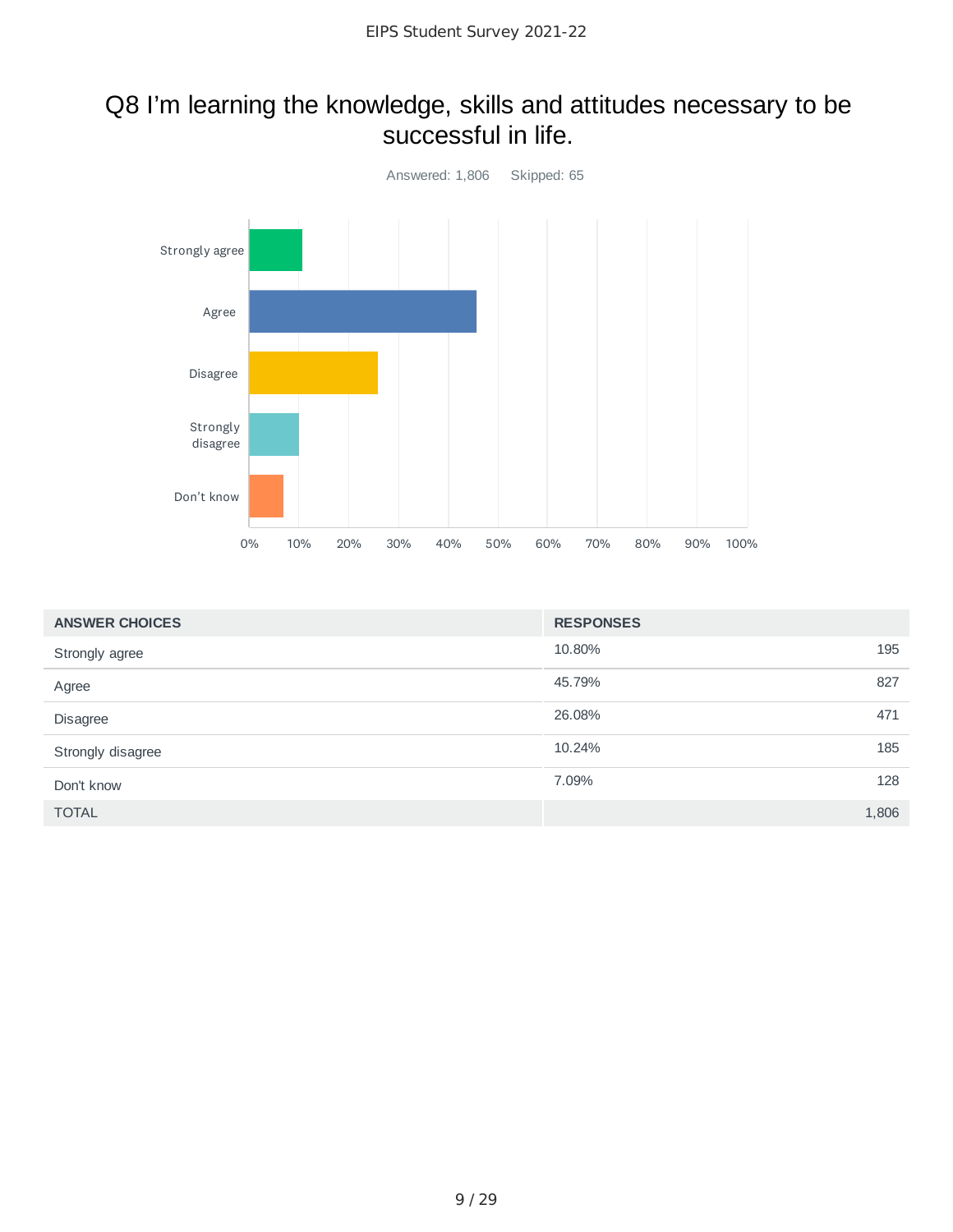# Q8 I'm learning the knowledge, skills and attitudes necessary to be successful in life.

Answered: 1,806    Skipped: 65

| ANSWER CHOICES | RESPONSES | |
|---|---|---|
| Strongly agree | 10.80% | 195 |
| Agree | 45.79% | 827 |
| Disagree | 26.08% | 471 |
| Strongly disagree | 10.24% | 185 |
| Don't know | 7.09% | 128 |
| TOTAL | | 1,806 |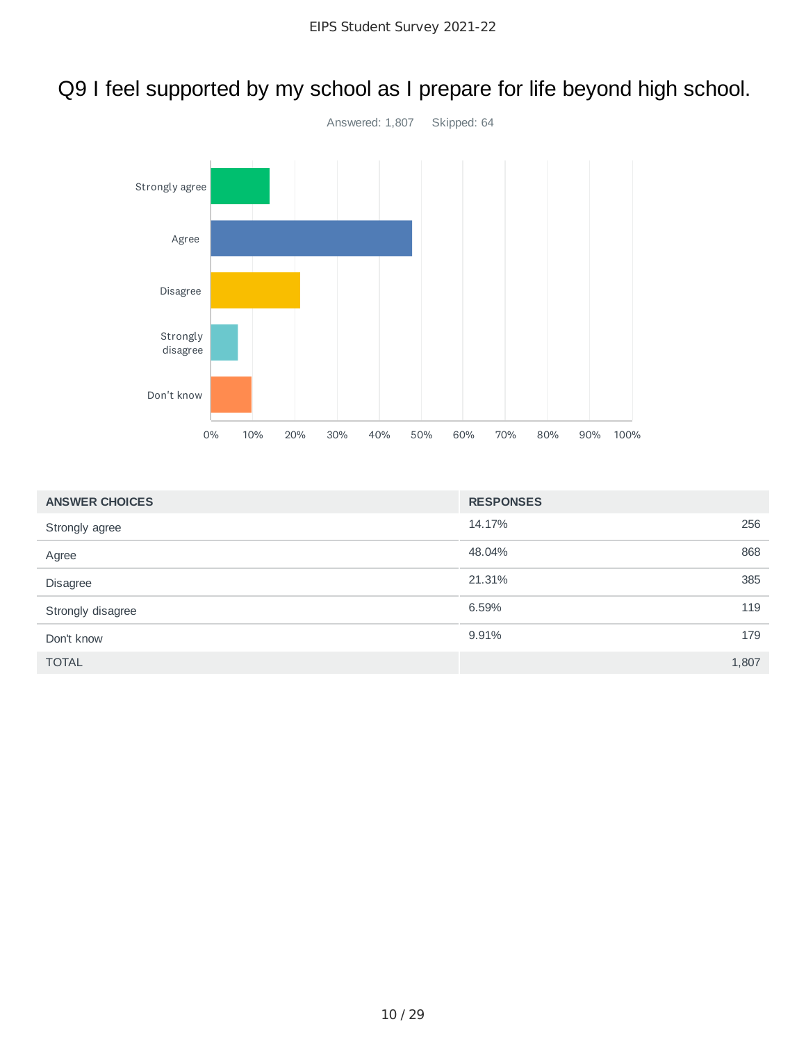## Q9 I feel supported by my school as I prepare for life beyond high school.

Answered: 1,807    Skipped: 64

| ANSWER CHOICES | RESPONSES | |
|---|---|---|
| Strongly agree | 14.17% | 256 |
| Agree | 48.04% | 868 |
| Disagree | 21.31% | 385 |
| Strongly disagree | 6.59% | 119 |
| Don't know | 9.91% | 179 |
| TOTAL | | 1,807 |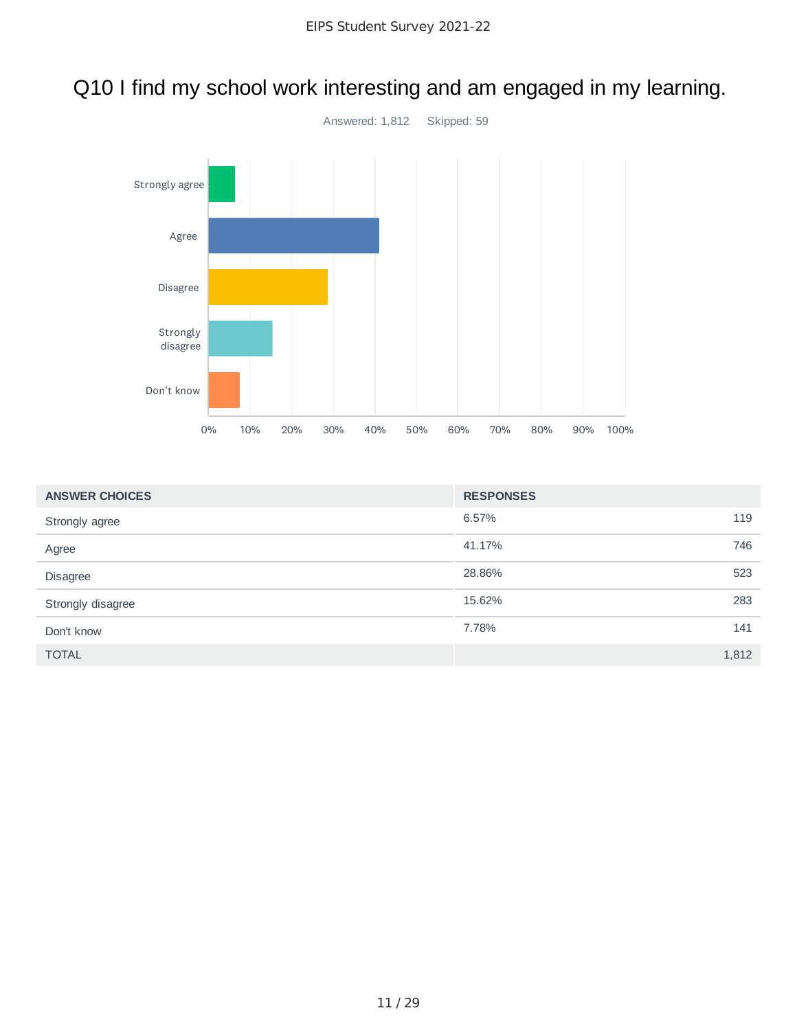# Q10 I find my school work interesting and am engaged in my learning.

Answered: 1,812    Skipped: 59

| ANSWER CHOICES | RESPONSES | |
|---|---|---|
| Strongly agree | 6.57% | 119 |
| Agree | 41.17% | 746 |
| Disagree | 28.86% | 523 |
| Strongly disagree | 15.62% | 283 |
| Don't know | 7.78% | 141 |
| TOTAL | | 1,812 |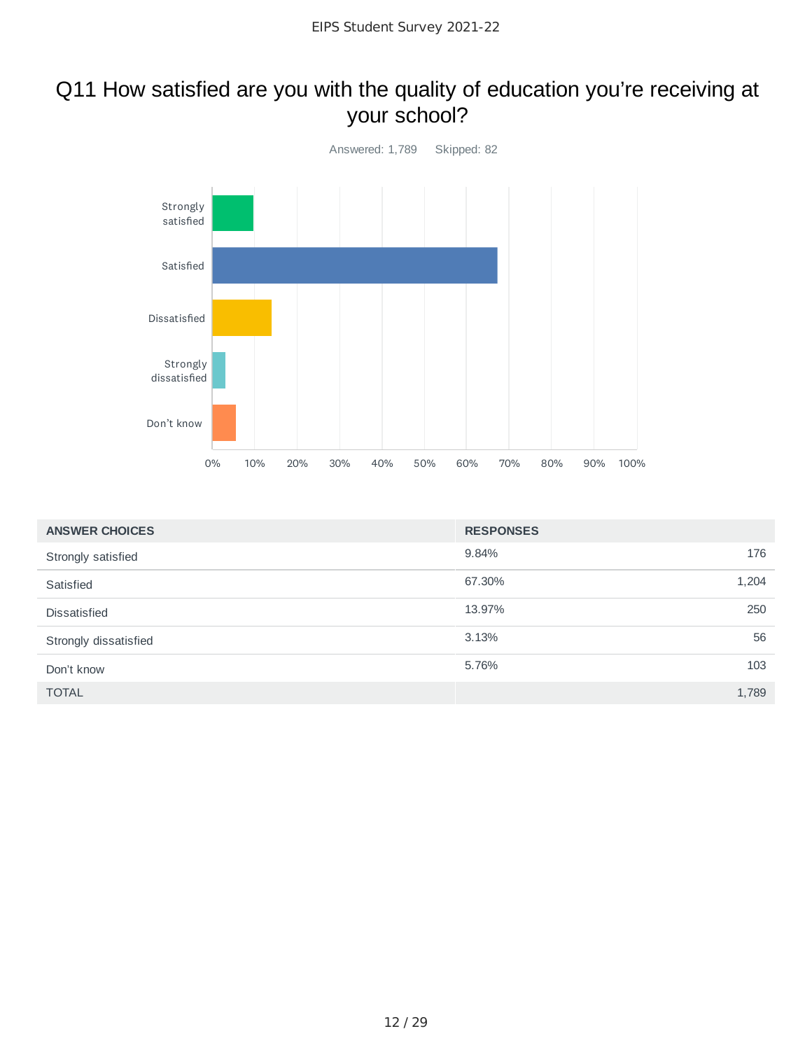# Q11 How satisfied are you with the quality of education you're receiving at your school?

Answered: 1,789 Skipped: 82

| ANSWER CHOICES | RESPONSES | |
|---|---|---|
| Strongly satisfied | 9.84% | 176 |
| Satisfied | 67.30% | 1,204 |
| Dissatisfied | 13.97% | 250 |
| Strongly dissatisfied | 3.13% | 56 |
| Don't know | 5.76% | 103 |
| TOTAL | | 1,789 |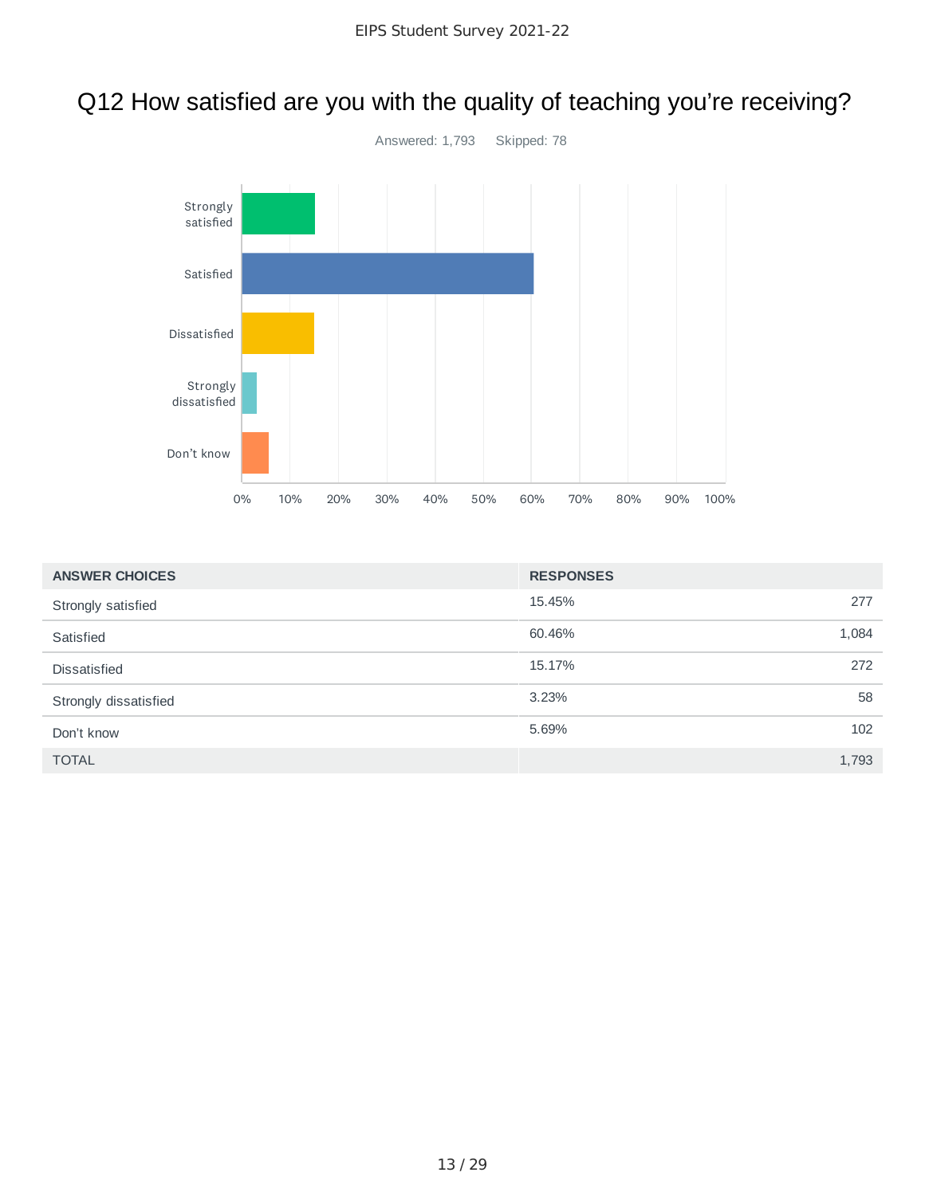# Q12 How satisfied are you with the quality of teaching you're receiving?

Answered: 1,793 Skipped: 78

| ANSWER CHOICES | RESPONSES | |
|---|---|---|
| Strongly satisfied | 15.45% | 277 |
| Satisfied | 60.46% | 1,084 |
| Dissatisfied | 15.17% | 272 |
| Strongly dissatisfied | 3.23% | 58 |
| Don't know | 5.69% | 102 |
| TOTAL | | 1,793 |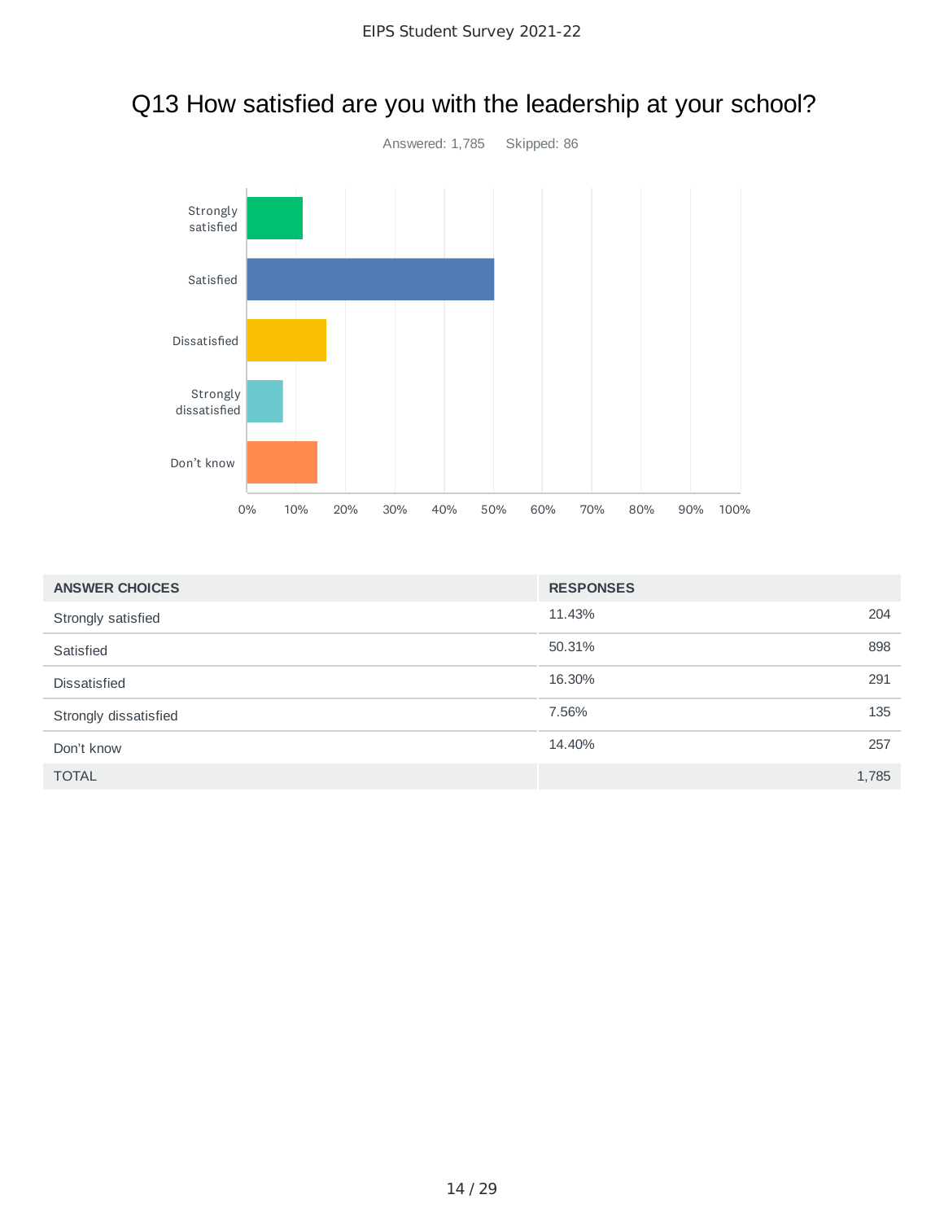# Q13 How satisfied are you with the leadership at your school?

Answered: 1,785 Skipped: 86

| ANSWER CHOICES | RESPONSES | |
|---|---|---|
| Strongly satisfied | 11.43% | 204 |
| Satisfied | 50.31% | 898 |
| Dissatisfied | 16.30% | 291 |
| Strongly dissatisfied | 7.56% | 135 |
| Don't know | 14.40% | 257 |
| TOTAL | | 1,785 |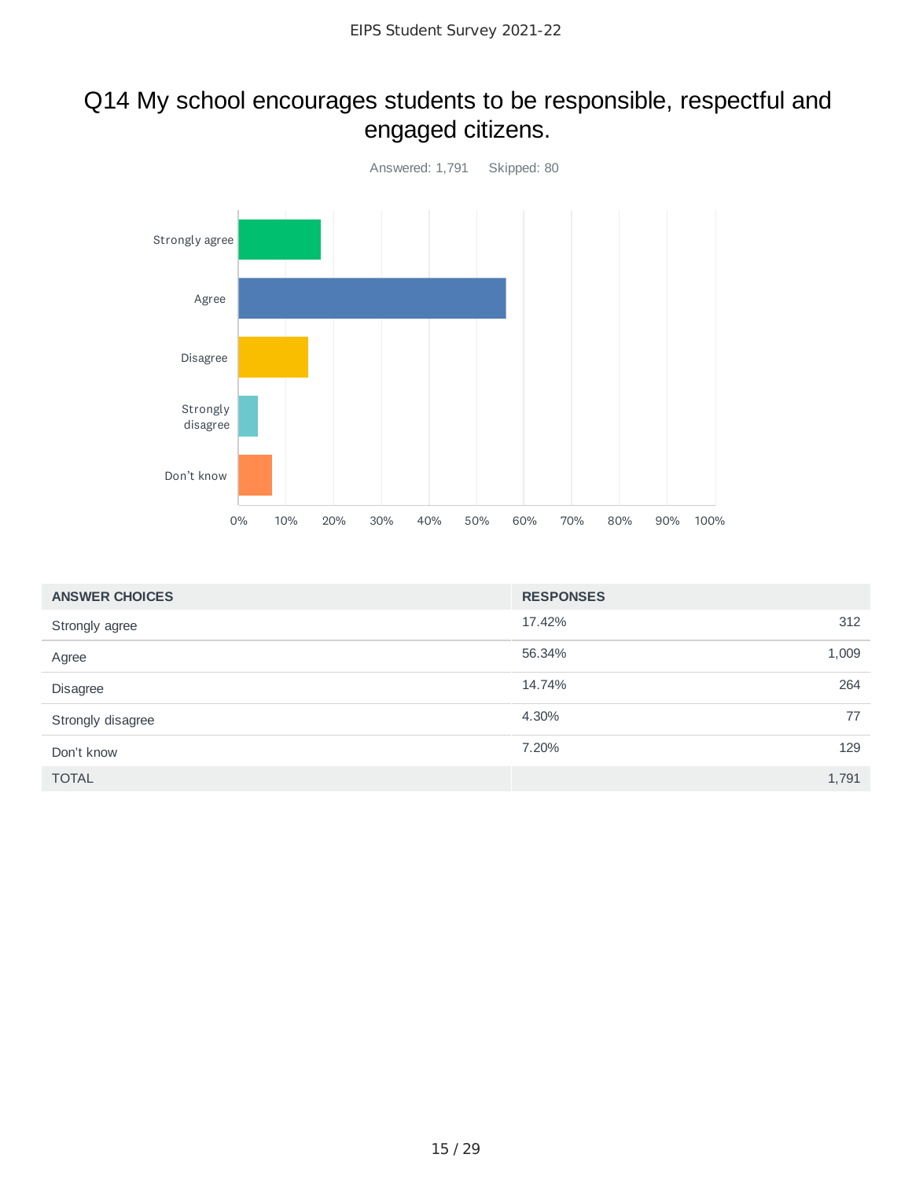# Q14 My school encourages students to be responsible, respectful and engaged citizens.

Answered: 1,791 Skipped: 80

| ANSWER CHOICES | RESPONSES | |
|---|---|---|
| Strongly agree | 17.42% | 312 |
| Agree | 56.34% | 1,009 |
| Disagree | 14.74% | 264 |
| Strongly disagree | 4.30% | 77 |
| Don't know | 7.20% | 129 |
| TOTAL | | 1,791 |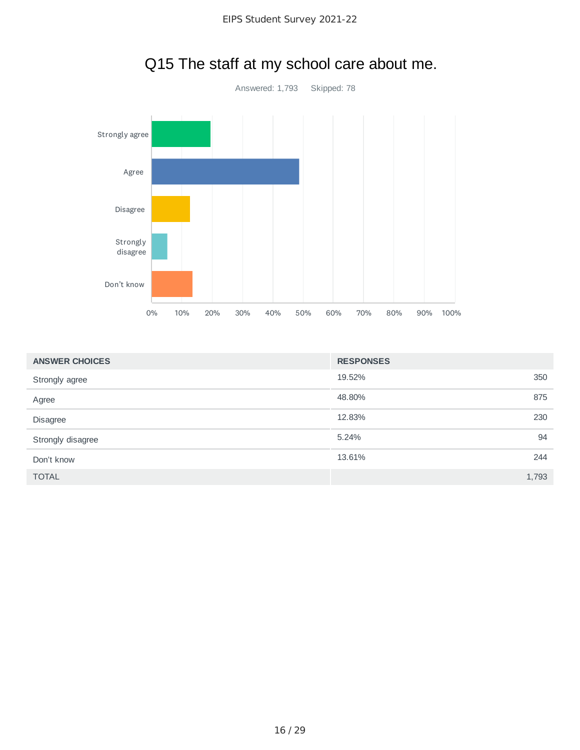# Q15 The staff at my school care about me.

Answered: 1,793 Skipped: 78

| ANSWER CHOICES | RESPONSES | |
|---|---|---|
| Strongly agree | 19.52% | 350 |
| Agree | 48.80% | 875 |
| Disagree | 12.83% | 230 |
| Strongly disagree | 5.24% | 94 |
| Don't know | 13.61% | 244 |
| TOTAL | | 1,793 |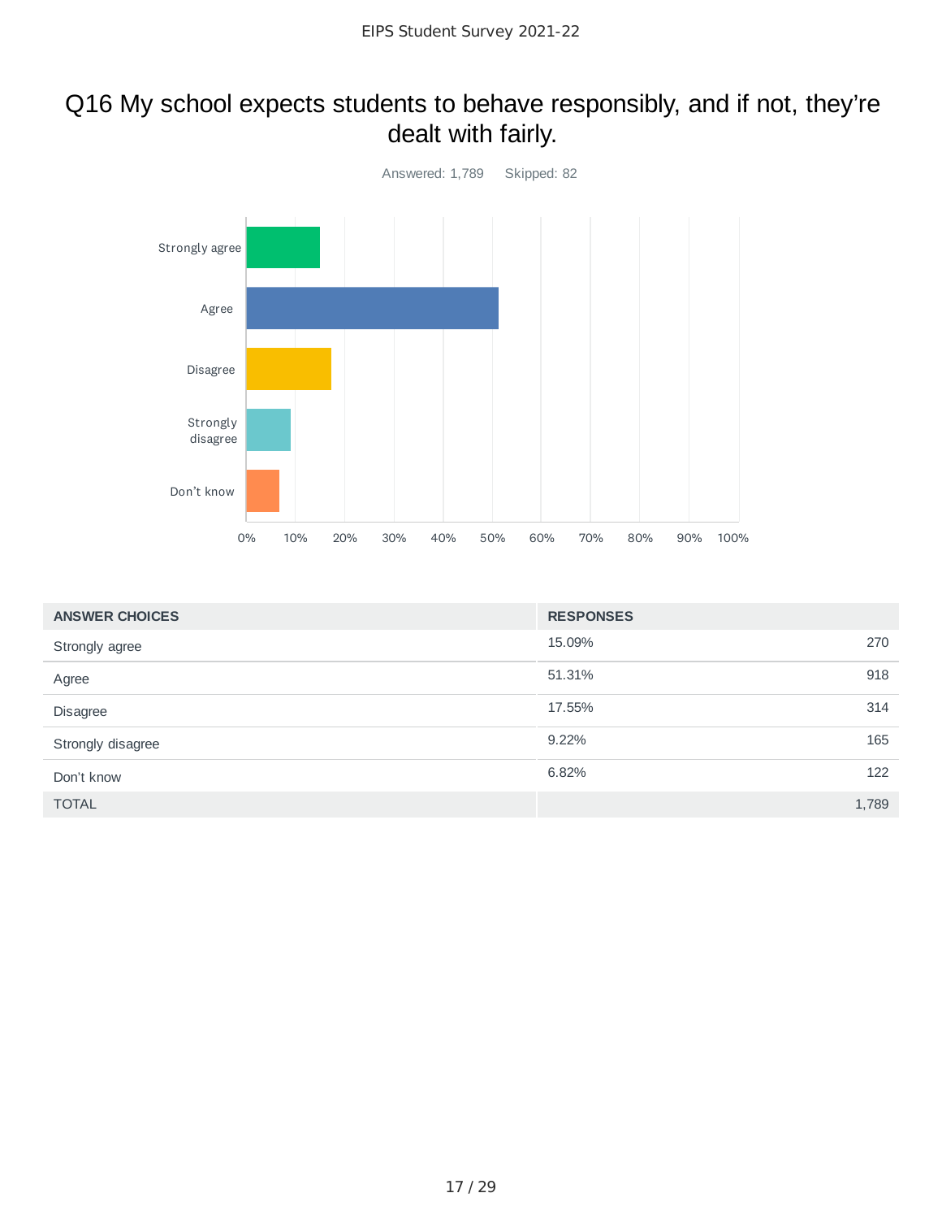# Q16 My school expects students to behave responsibly, and if not, they're dealt with fairly.

Answered: 1,789    Skipped: 82

| ANSWER CHOICES | RESPONSES | |
|---|---|---|
| Strongly agree | 15.09% | 270 |
| Agree | 51.31% | 918 |
| Disagree | 17.55% | 314 |
| Strongly disagree | 9.22% | 165 |
| Don't know | 6.82% | 122 |
| TOTAL | | 1,789 |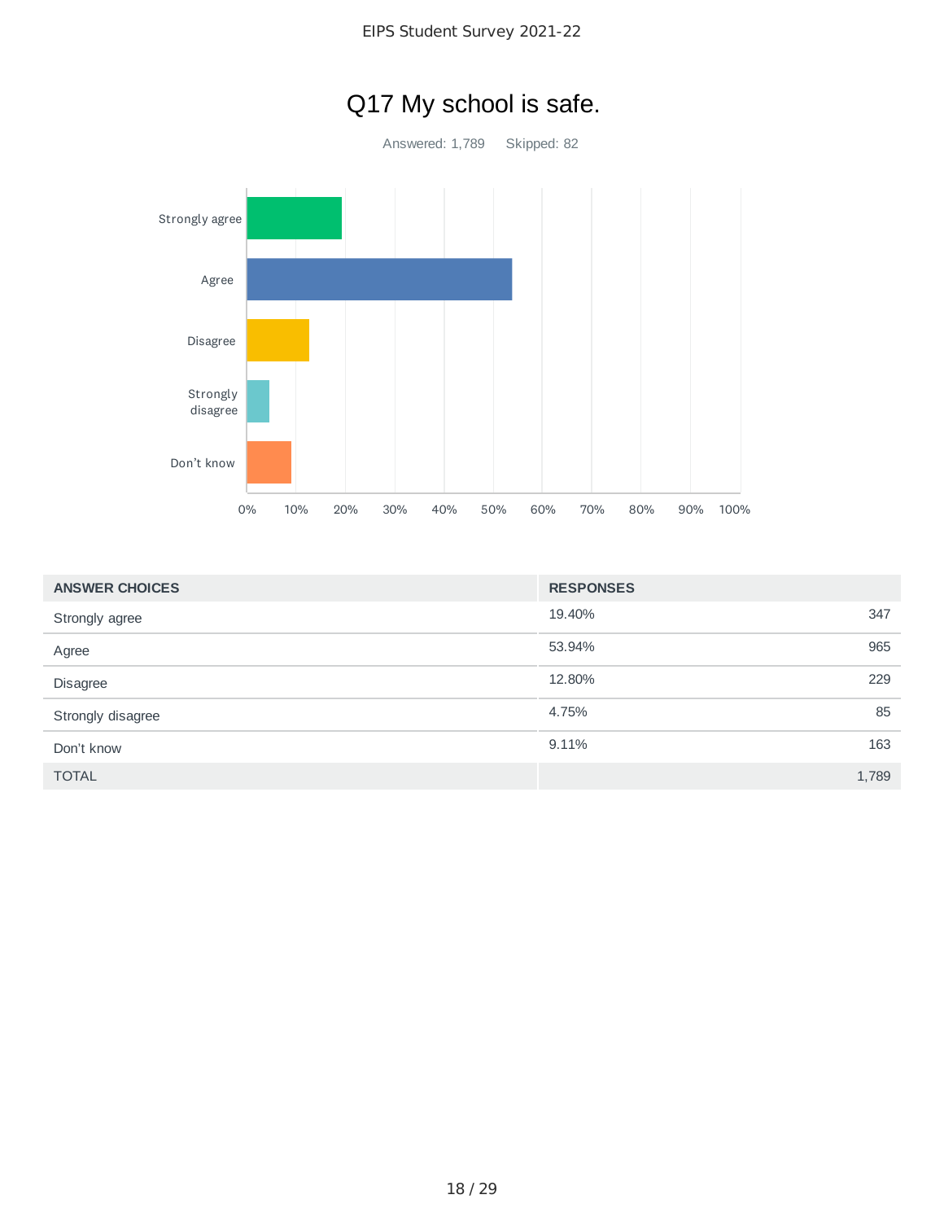# Q17 My school is safe.

Answered: 1,789    Skipped: 82

| ANSWER CHOICES | RESPONSES | |
|---|---|---|
| Strongly agree | 19.40% | 347 |
| Agree | 53.94% | 965 |
| Disagree | 12.80% | 229 |
| Strongly disagree | 4.75% | 85 |
| Don't know | 9.11% | 163 |
| TOTAL | | 1,789 |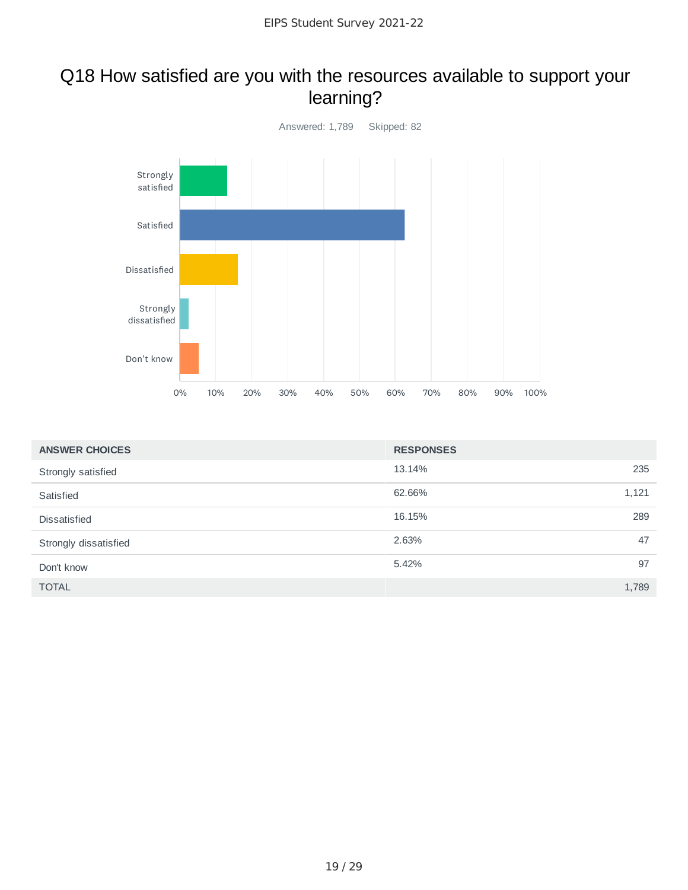# Q18 How satisfied are you with the resources available to support your learning?

Answered: 1,789 Skipped: 82

| ANSWER CHOICES | RESPONSES | |
|---|---|---|
| Strongly satisfied | 13.14% | 235 |
| Satisfied | 62.66% | 1,121 |
| Dissatisfied | 16.15% | 289 |
| Strongly dissatisfied | 2.63% | 47 |
| Don't know | 5.42% | 97 |
| TOTAL | | 1,789 |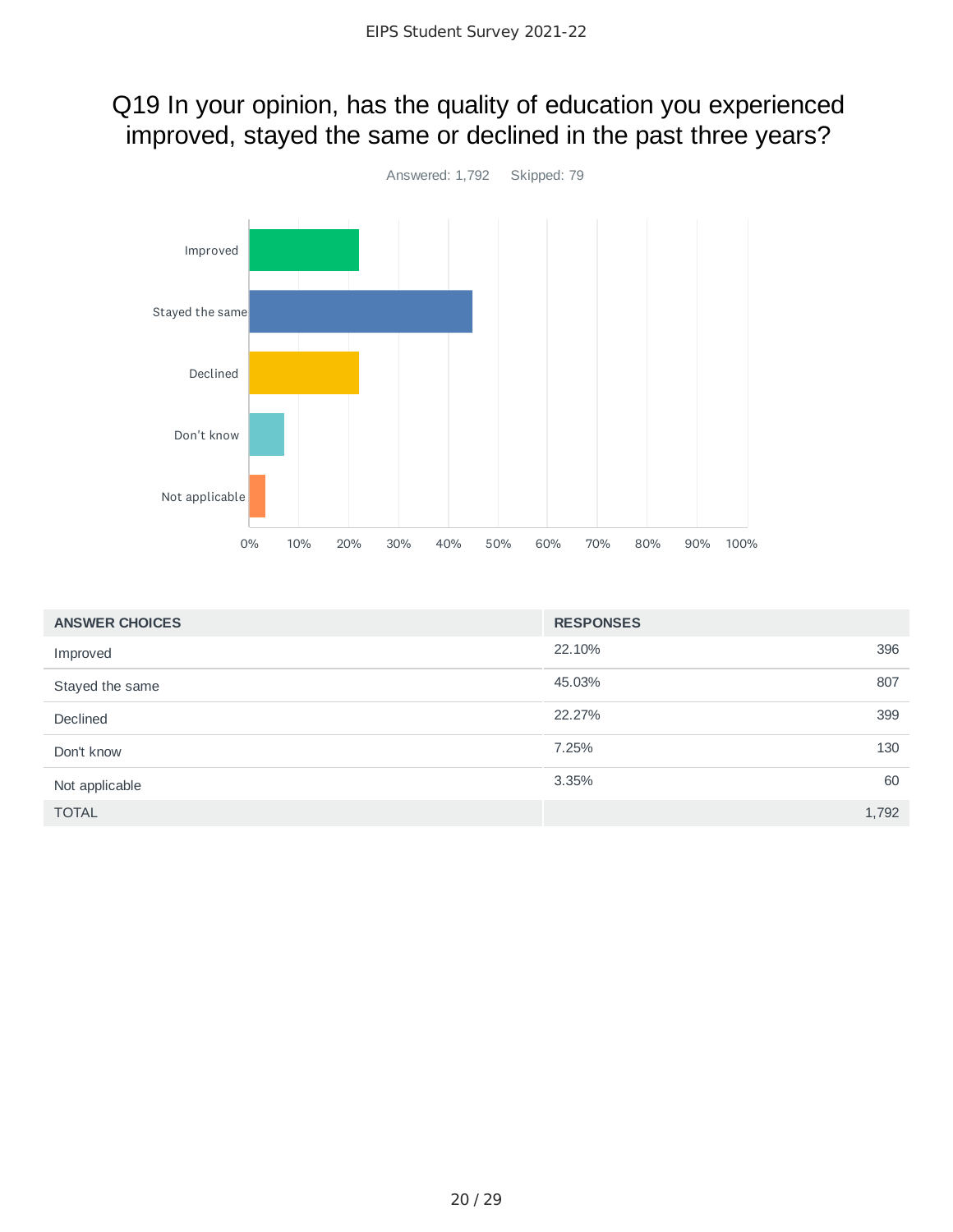## Q19 In your opinion, has the quality of education you experienced improved, stayed the same or declined in the past three years?

Answered: 1,792 Skipped: 79

| ANSWER CHOICES | RESPONSES | |
|---|---|---|
| Improved | 22.10% | 396 |
| Stayed the same | 45.03% | 807 |
| Declined | 22.27% | 399 |
| Don't know | 7.25% | 130 |
| Not applicable | 3.35% | 60 |
| TOTAL | | 1,792 |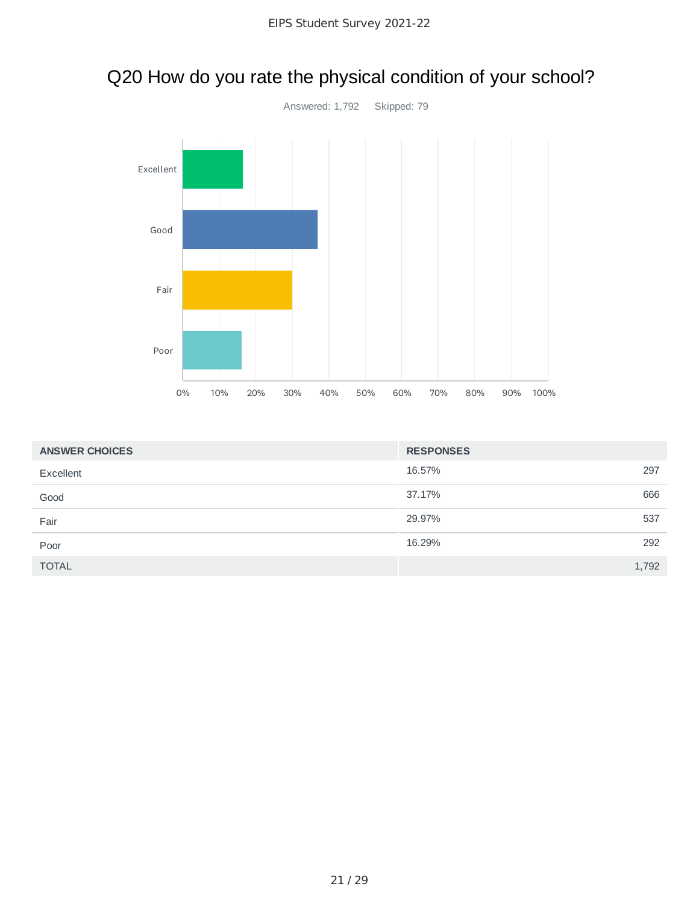# Q20 How do you rate the physical condition of your school?

Answered: 1,792    Skipped: 79

| ANSWER CHOICES | RESPONSES | |
|---|---|---|
| Excellent | 16.57% | 297 |
| Good | 37.17% | 666 |
| Fair | 29.97% | 537 |
| Poor | 16.29% | 292 |
| TOTAL | | 1,792 |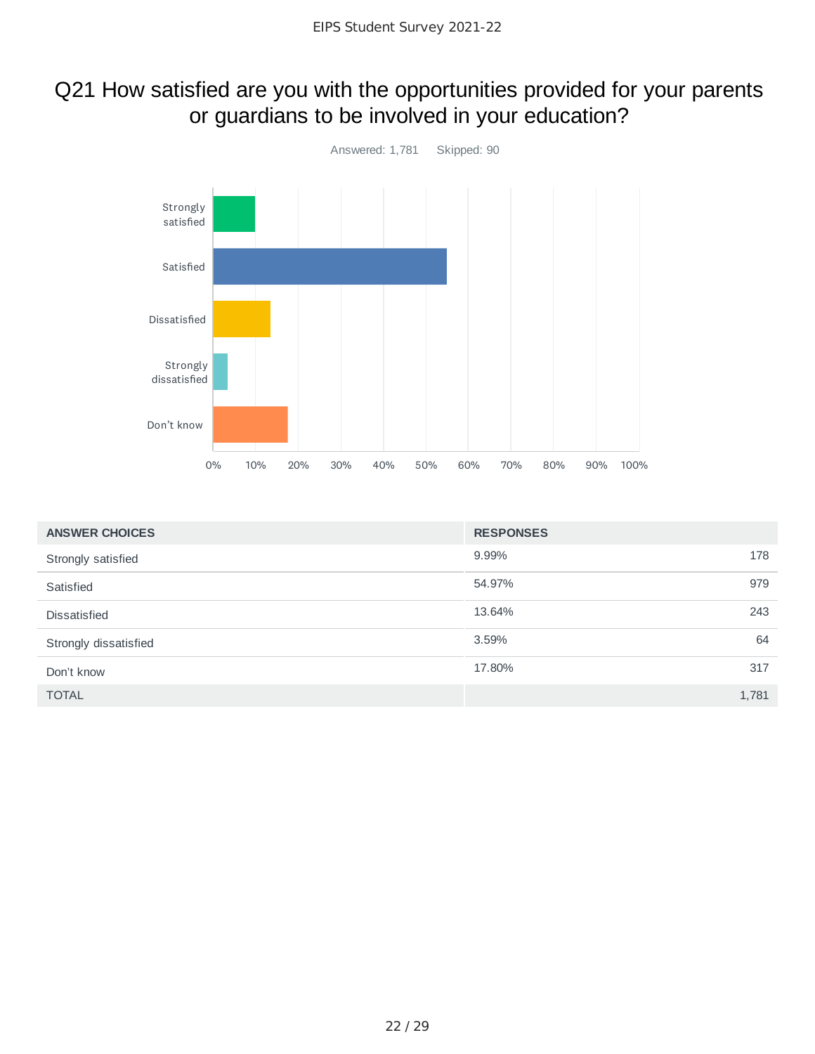# Q21 How satisfied are you with the opportunities provided for your parents or guardians to be involved in your education?

Answered: 1,781 Skipped: 90

| ANSWER CHOICES | RESPONSES | |
|---|---|---|
| Strongly satisfied | 9.99% | 178 |
| Satisfied | 54.97% | 979 |
| Dissatisfied | 13.64% | 243 |
| Strongly dissatisfied | 3.59% | 64 |
| Don't know | 17.80% | 317 |
| TOTAL | | 1,781 |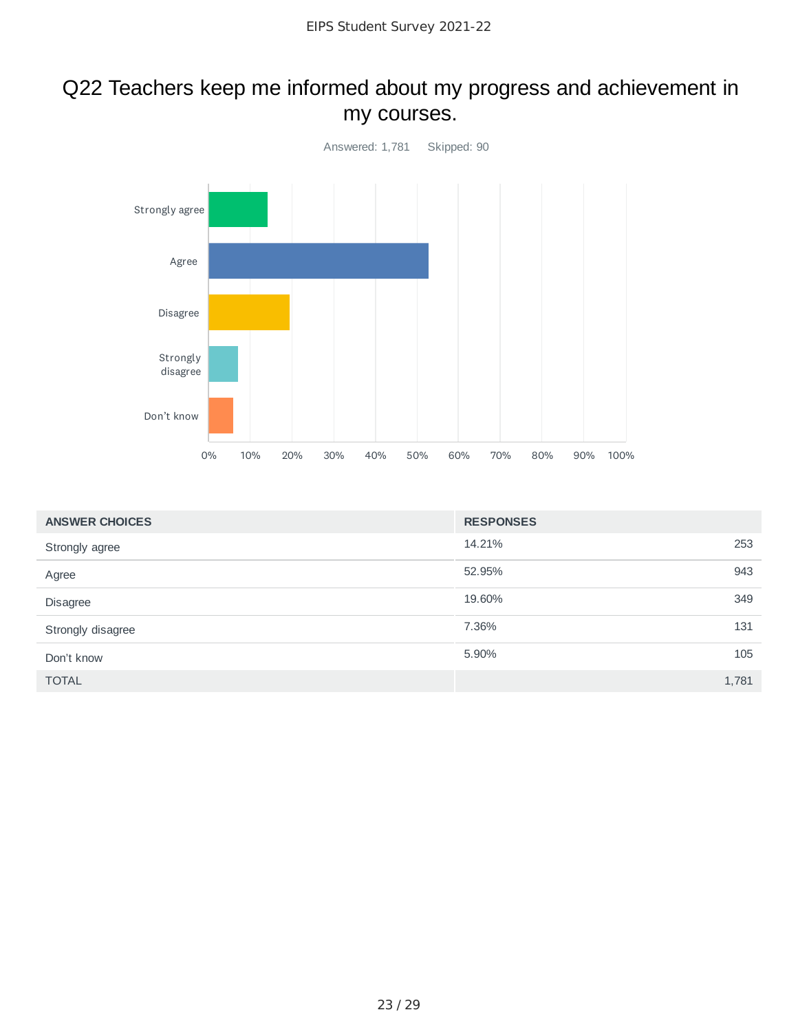# Q22 Teachers keep me informed about my progress and achievement in my courses.

Answered: 1,781 Skipped: 90

| ANSWER CHOICES | RESPONSES | |
|---|---|---|
| Strongly agree | 14.21% | 253 |
| Agree | 52.95% | 943 |
| Disagree | 19.60% | 349 |
| Strongly disagree | 7.36% | 131 |
| Don't know | 5.90% | 105 |
| TOTAL | | 1,781 |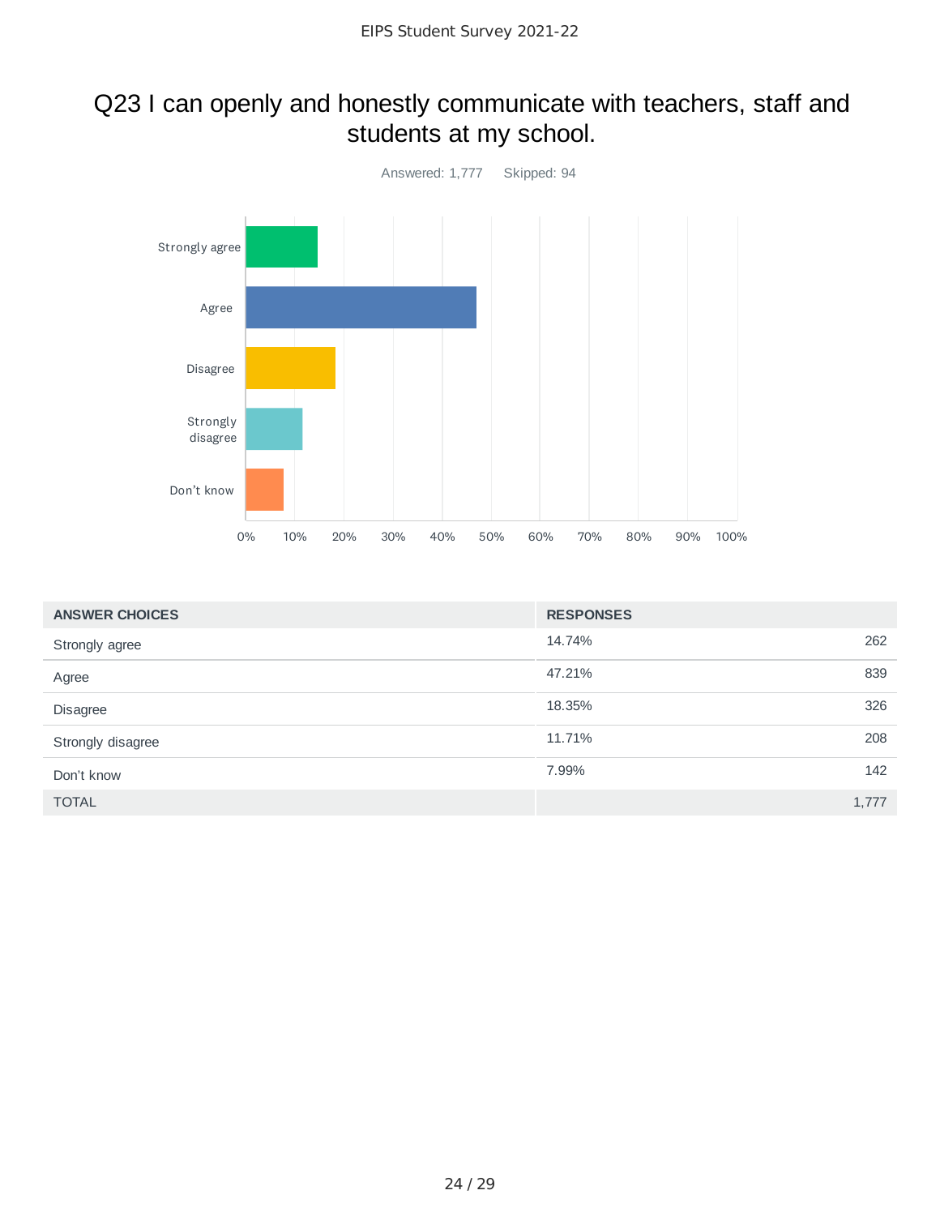## Q23 I can openly and honestly communicate with teachers, staff and students at my school.

Answered: 1,777 Skipped: 94

| ANSWER CHOICES | RESPONSES | |
|---|---|---|
| Strongly agree | 14.74% | 262 |
| Agree | 47.21% | 839 |
| Disagree | 18.35% | 326 |
| Strongly disagree | 11.71% | 208 |
| Don't know | 7.99% | 142 |
| TOTAL | | 1,777 |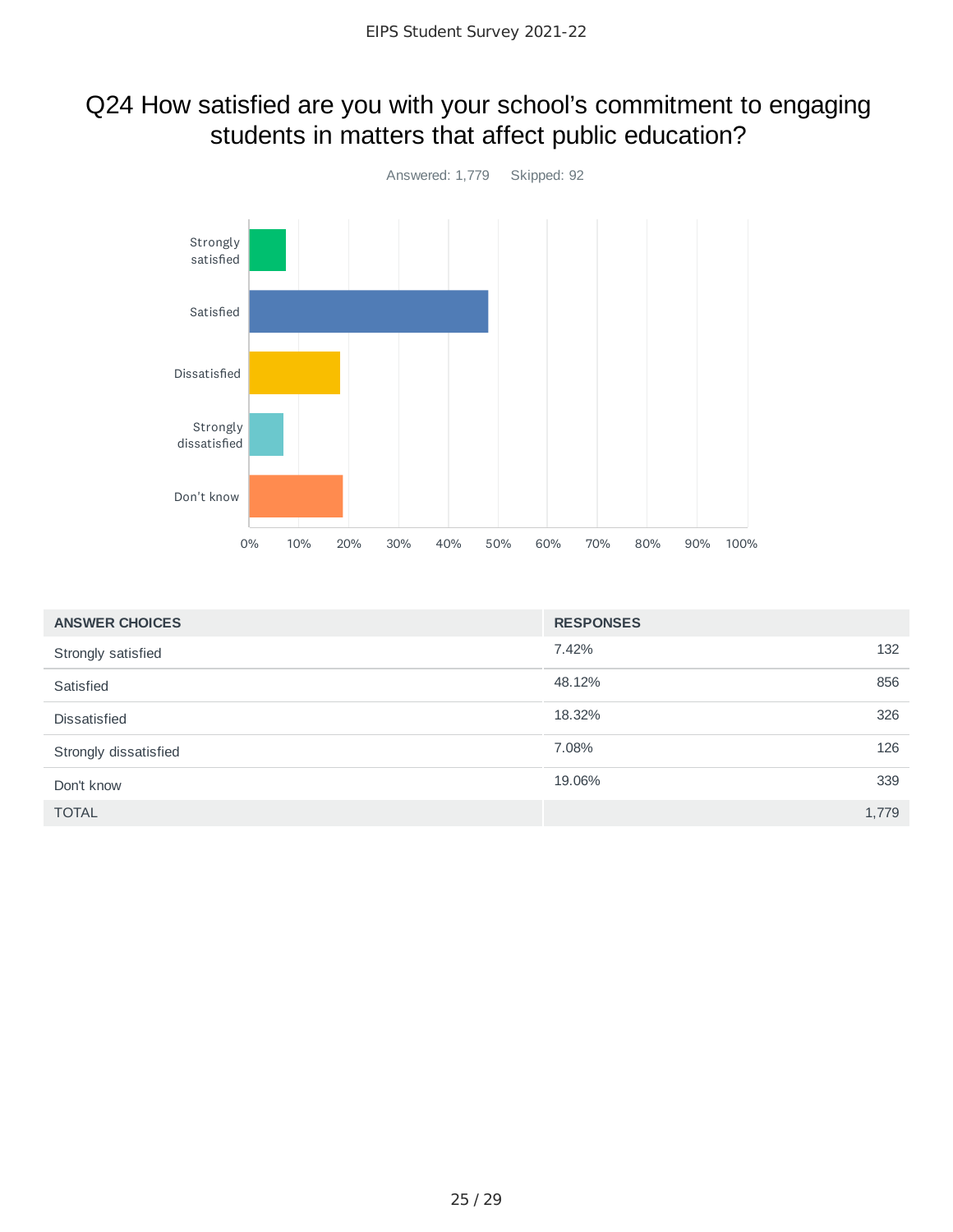# Q24 How satisfied are you with your school's commitment to engaging students in matters that affect public education?

Answered: 1,779 Skipped: 92

| ANSWER CHOICES | RESPONSES | |
|---|---|---|
| Strongly satisfied | 7.42% | 132 |
| Satisfied | 48.12% | 856 |
| Dissatisfied | 18.32% | 326 |
| Strongly dissatisfied | 7.08% | 126 |
| Don't know | 19.06% | 339 |
| TOTAL | | 1,779 |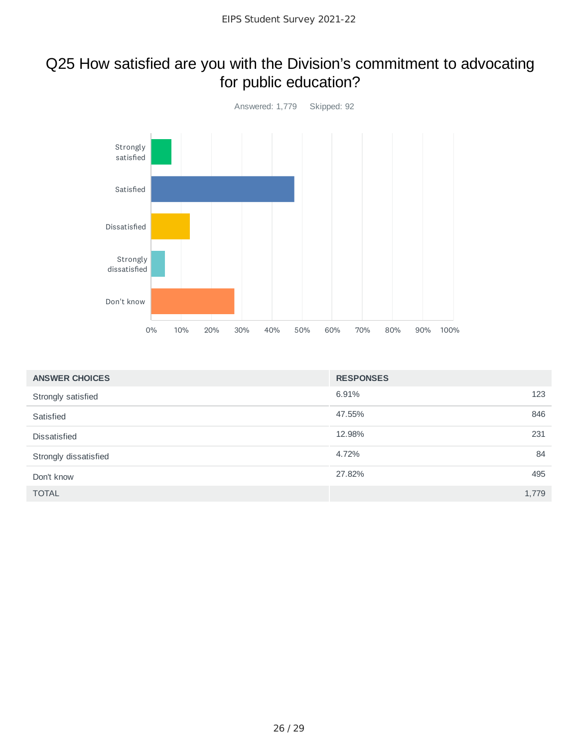# Q25 How satisfied are you with the Division's commitment to advocating for public education?

Answered: 1,779 Skipped: 92

| ANSWER CHOICES | RESPONSES | |
|---|---|---|
| Strongly satisfied | 6.91% | 123 |
| Satisfied | 47.55% | 846 |
| Dissatisfied | 12.98% | 231 |
| Strongly dissatisfied | 4.72% | 84 |
| Don't know | 27.82% | 495 |
| TOTAL | | 1,779 |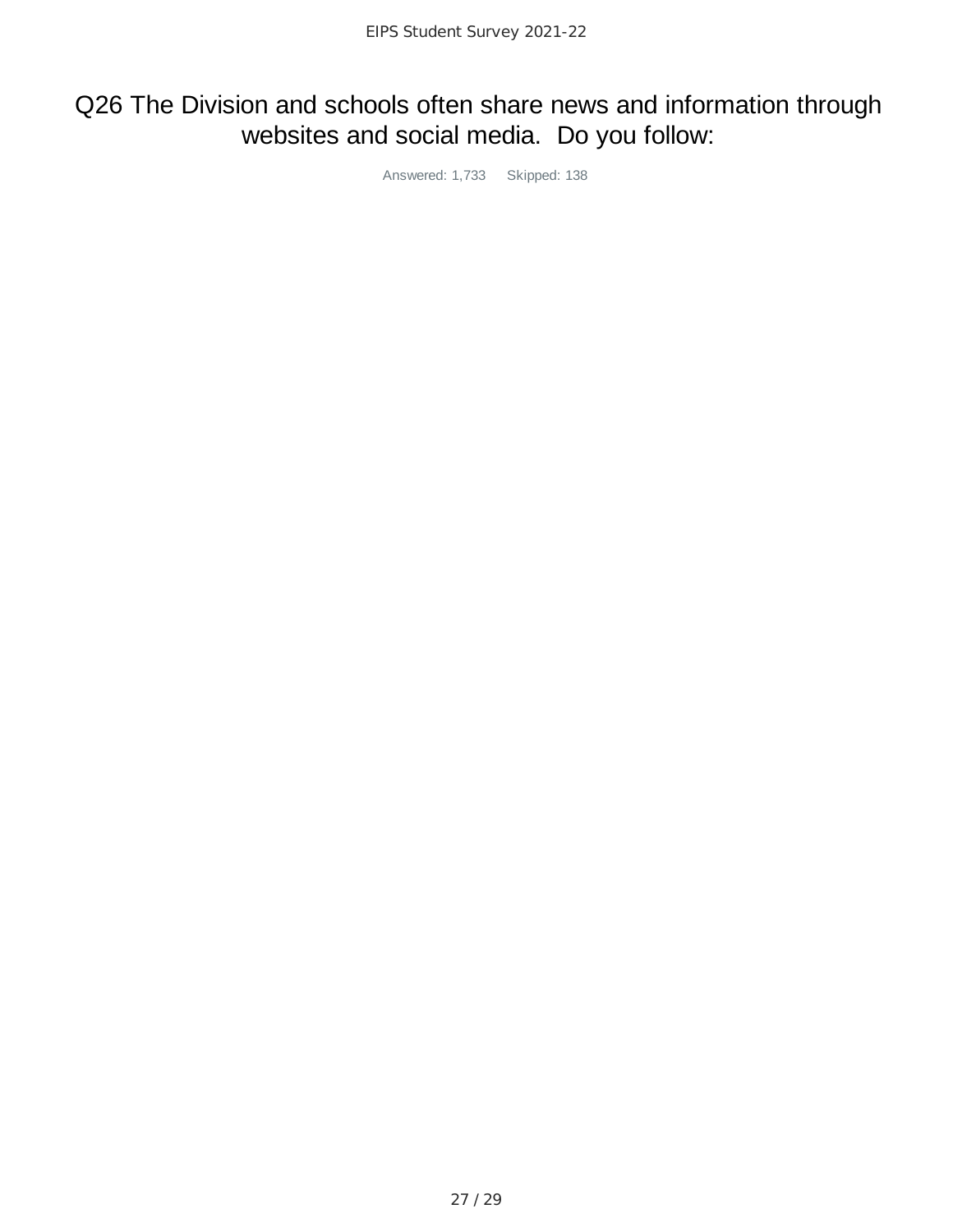# Q26 The Division and schools often share news and information through websites and social media. Do you follow:

Answered: 1,733 Skipped: 138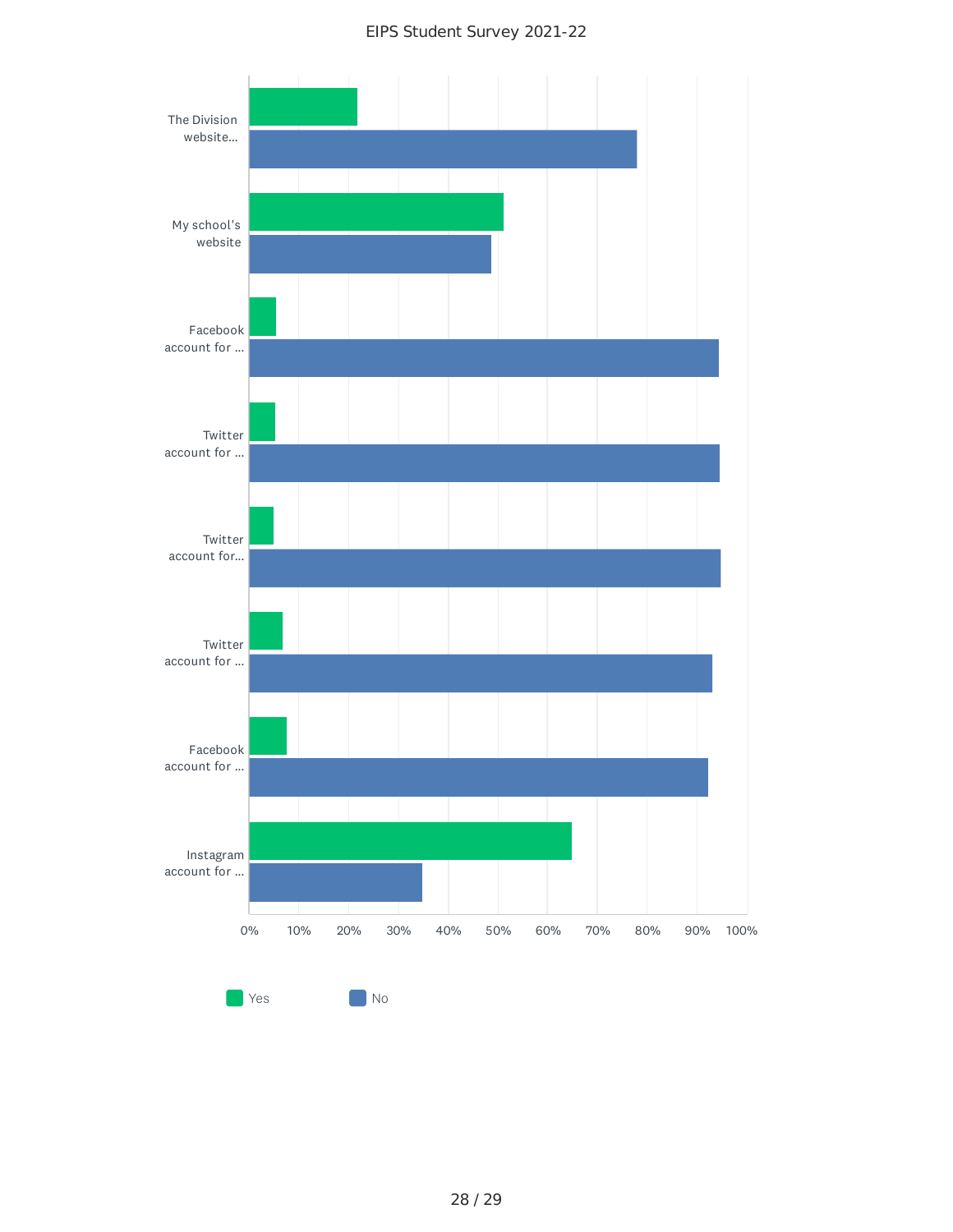EIPS Student Survey 2021-22

| Category | Yes | No |
| --- | --- | --- |
| The Division website... | | |
| My school's website | | |
| Facebook account for ... | | |
| Twitter account for ... | | |
| Twitter account for... | | |
| Twitter account for ... | | |
| Facebook account for ... | | |
| Instagram account for ... | | |

0% 10% 20% 30% 40% 50% 60% 70% 80% 90% 100%

Yes No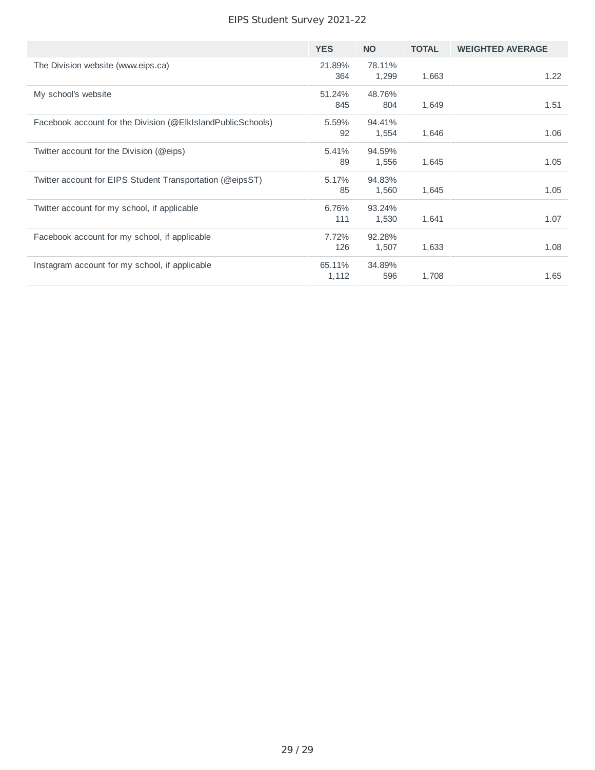| | YES | NO | TOTAL | WEIGHTED AVERAGE |
|---|---|---|---|---|
| The Division website (www.eips.ca) | 21.89% 364 | 78.11% 1,299 | 1,663 | 1.22 |
| My school's website | 51.24% 845 | 48.76% 804 | 1,649 | 1.51 |
| Facebook account for the Division (@ElkIslandPublicSchools) | 5.59% 92 | 94.41% 1,554 | 1,646 | 1.06 |
| Twitter account for the Division (@eips) | 5.41% 89 | 94.59% 1,556 | 1,645 | 1.05 |
| Twitter account for EIPS Student Transportation (@eipsST) | 5.17% 85 | 94.83% 1,560 | 1,645 | 1.05 |
| Twitter account for my school, if applicable | 6.76% 111 | 93.24% 1,530 | 1,641 | 1.07 |
| Facebook account for my school, if applicable | 7.72% 126 | 92.28% 1,507 | 1,633 | 1.08 |
| Instagram account for my school, if applicable | 65.11% 1,112 | 34.89% 596 | 1,708 | 1.65 |